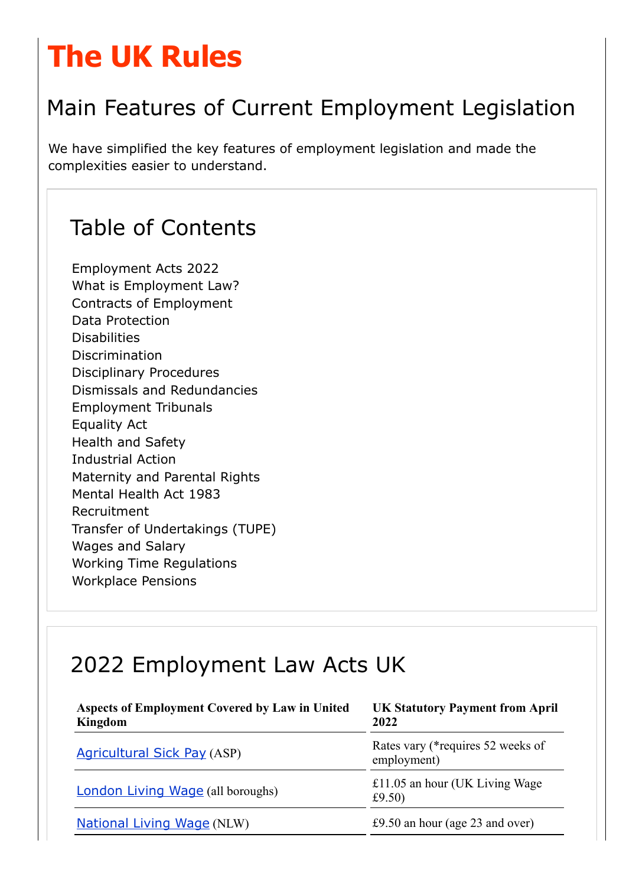# The UK Rules

## Main Features of Current Employment Legislation

We have simplified the key features of employment legislation and made the complexities easier to understand.

## Table of Contents

- Employment Acts 2022
- What is Employment Law?
- Contracts of Employment
- Data Protection
- Disabilities
- Discrimination
- Disciplinary Procedures
- Dismissals and Redundancies
- Employment Tribunals
- Equality Act
- Health and Safety
- Industrial Action
- Maternity and Parental Rights
- Mental Health Act 1983
- Recruitment
- Transfer of Undertakings (TUPE)
- Wages and Salary
- Working Time Regulations
- Workplace Pensions

## 2022 Employment Law Acts UK

| Aspects of Employment Covered by Law in United Kingdom | UK Statutory Payment from April 2022 |
|---|---|
| Agricultural Sick Pay (ASP) | Rates vary (*requires 52 weeks of employment) |
| London Living Wage (all boroughs) | £11.05 an hour (UK Living Wage £9.50) |
| National Living Wage (NLW) | £9.50 an hour (age 23 and over) |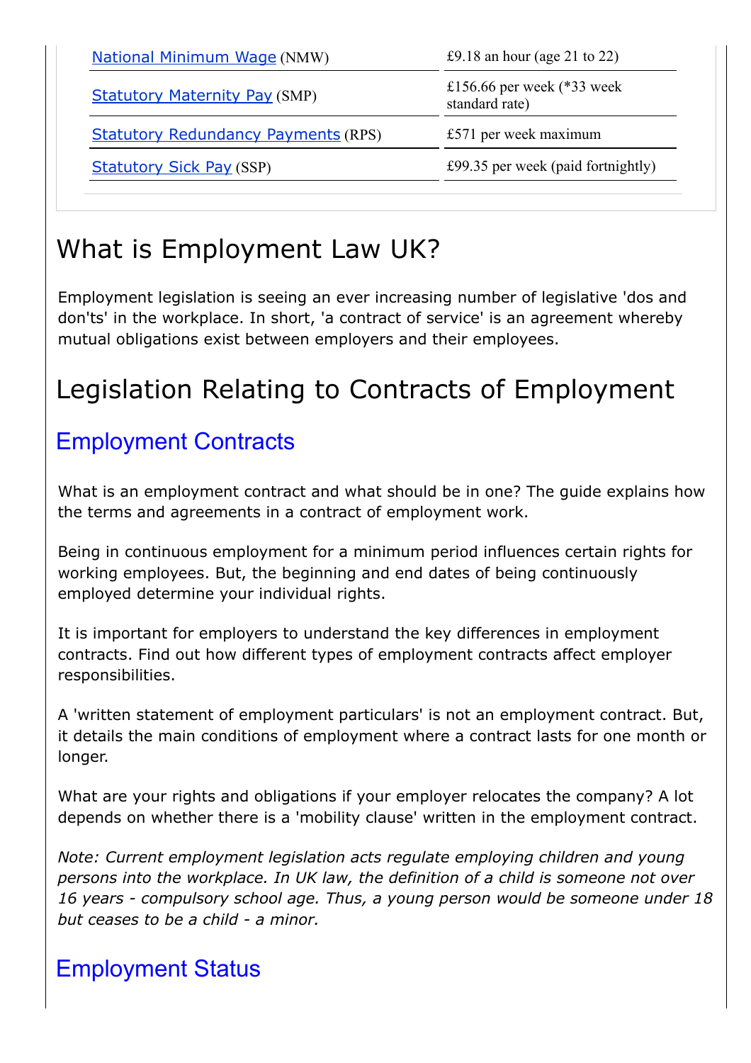| | |
|---|---|
| National Minimum Wage (NMW) | £9.18 an hour (age 21 to 22) |
| Statutory Maternity Pay (SMP) | £156.66 per week (*33 week standard rate) |
| Statutory Redundancy Payments (RPS) | £571 per week maximum |
| Statutory Sick Pay (SSP) | £99.35 per week (paid fortnightly) |

# What is Employment Law UK?

Employment legislation is seeing an ever increasing number of legislative 'dos and don'ts' in the workplace. In short, 'a contract of service' is an agreement whereby mutual obligations exist between employers and their employees.

# Legislation Relating to Contracts of Employment

## Employment Contracts

What is an employment contract and what should be in one? The guide explains how the terms and agreements in a contract of employment work.

Being in continuous employment for a minimum period influences certain rights for working employees. But, the beginning and end dates of being continuously employed determine your individual rights.

It is important for employers to understand the key differences in employment contracts. Find out how different types of employment contracts affect employer responsibilities.

A 'written statement of employment particulars' is not an employment contract. But, it details the main conditions of employment where a contract lasts for one month or longer.

What are your rights and obligations if your employer relocates the company? A lot depends on whether there is a 'mobility clause' written in the employment contract.

*Note: Current employment legislation acts regulate employing children and young persons into the workplace. In UK law, the definition of a child is someone not over 16 years - compulsory school age. Thus, a young person would be someone under 18 but ceases to be a child - a minor.*

## Employment Status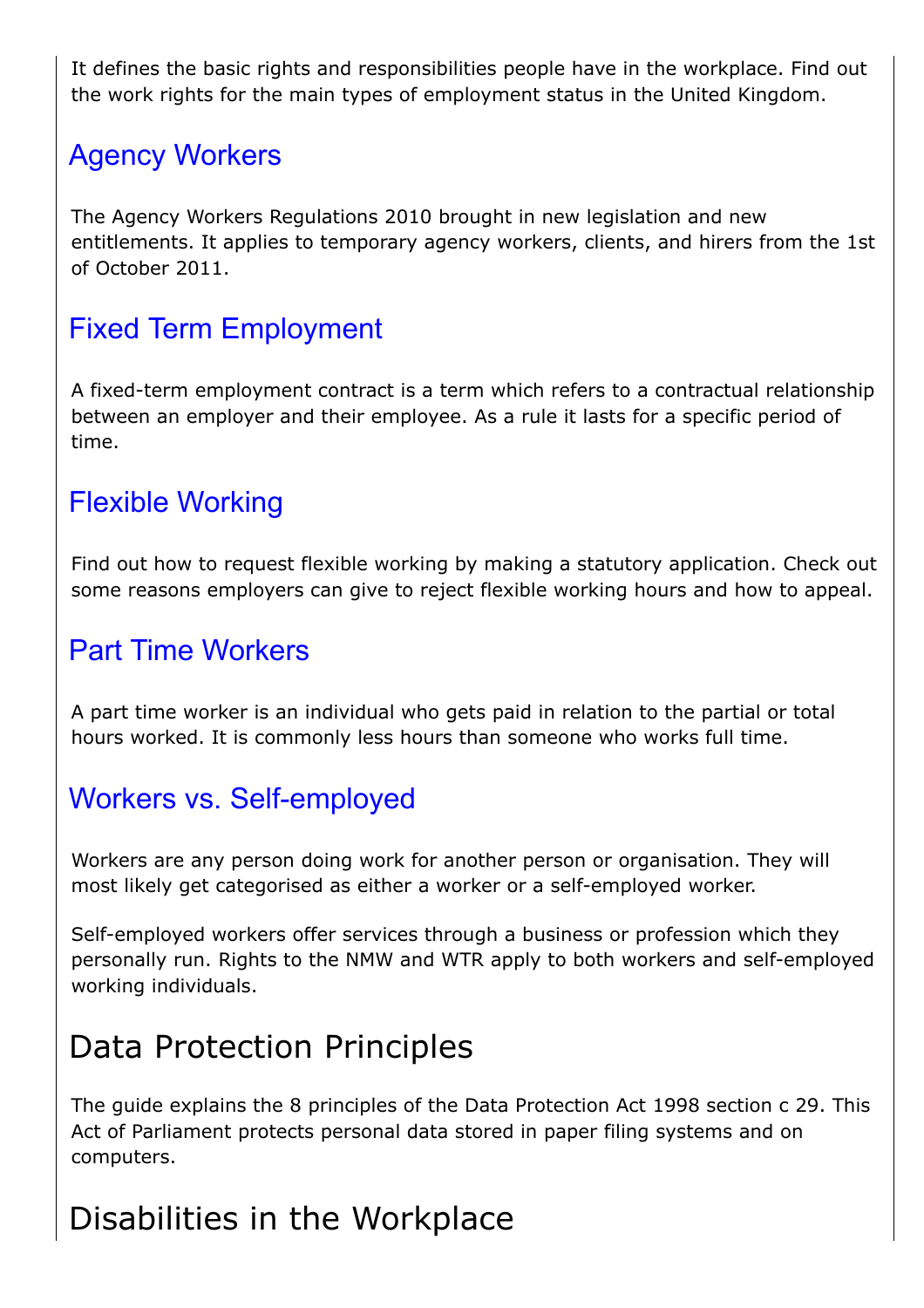It defines the basic rights and responsibilities people have in the workplace. Find out the work rights for the main types of employment status in the United Kingdom.

### Agency Workers

The Agency Workers Regulations 2010 brought in new legislation and new entitlements. It applies to temporary agency workers, clients, and hirers from the 1st of October 2011.

### Fixed Term Employment

A fixed-term employment contract is a term which refers to a contractual relationship between an employer and their employee. As a rule it lasts for a specific period of time.

### Flexible Working

Find out how to request flexible working by making a statutory application. Check out some reasons employers can give to reject flexible working hours and how to appeal.

### Part Time Workers

A part time worker is an individual who gets paid in relation to the partial or total hours worked. It is commonly less hours than someone who works full time.

### Workers vs. Self-employed

Workers are any person doing work for another person or organisation. They will most likely get categorised as either a worker or a self-employed worker.

Self-employed workers offer services through a business or profession which they personally run. Rights to the NMW and WTR apply to both workers and self-employed working individuals.

## Data Protection Principles

The guide explains the 8 principles of the Data Protection Act 1998 section c 29. This Act of Parliament protects personal data stored in paper filing systems and on computers.

## Disabilities in the Workplace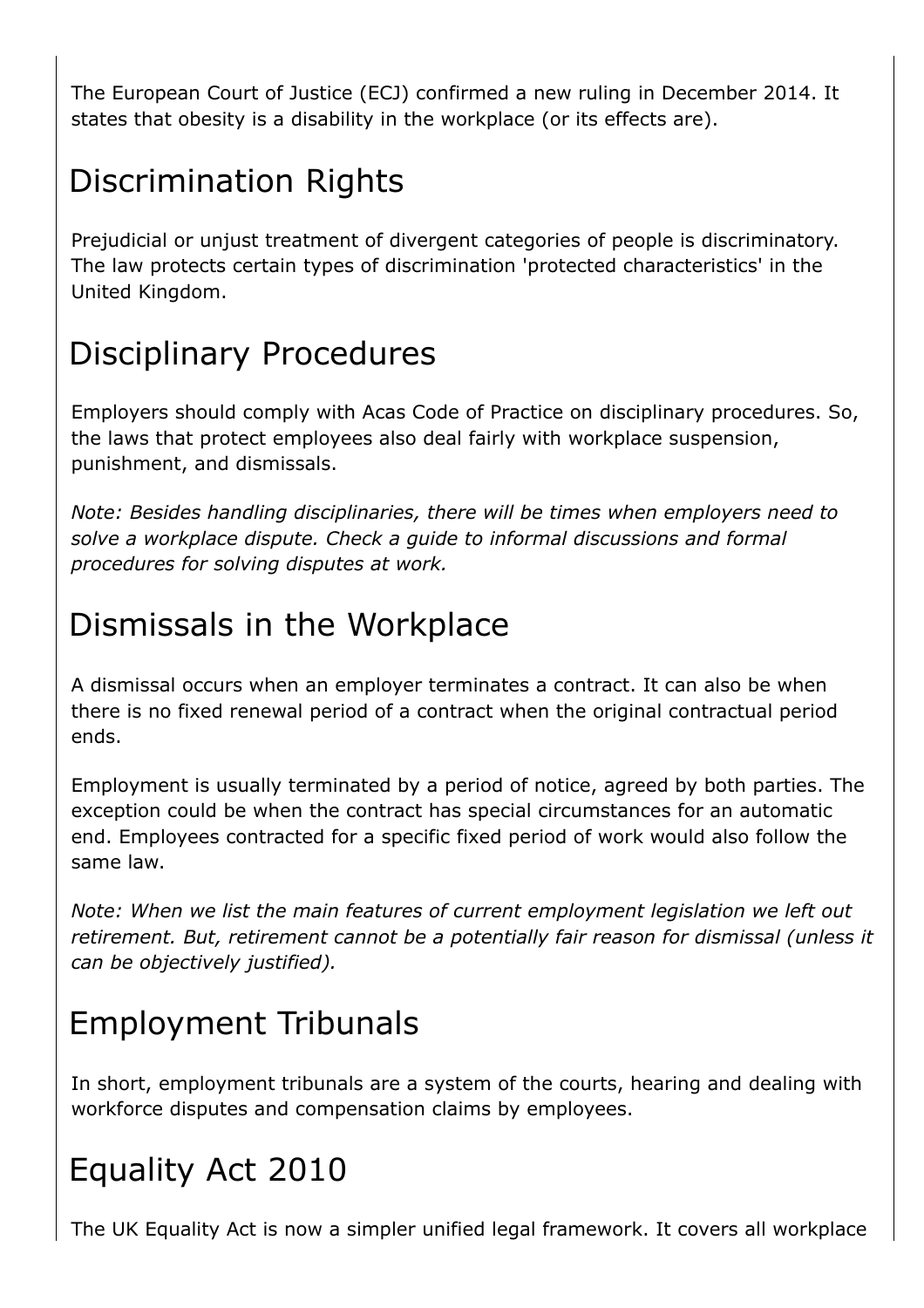The European Court of Justice (ECJ) confirmed a new ruling in December 2014. It states that obesity is a disability in the workplace (or its effects are).

## Discrimination Rights

Prejudicial or unjust treatment of divergent categories of people is discriminatory. The law protects certain types of discrimination 'protected characteristics' in the United Kingdom.

## Disciplinary Procedures

Employers should comply with Acas Code of Practice on disciplinary procedures. So, the laws that protect employees also deal fairly with workplace suspension, punishment, and dismissals.

*Note: Besides handling disciplinaries, there will be times when employers need to solve a workplace dispute. Check a guide to informal discussions and formal procedures for solving disputes at work.*

## Dismissals in the Workplace

A dismissal occurs when an employer terminates a contract. It can also be when there is no fixed renewal period of a contract when the original contractual period ends.

Employment is usually terminated by a period of notice, agreed by both parties. The exception could be when the contract has special circumstances for an automatic end. Employees contracted for a specific fixed period of work would also follow the same law.

*Note: When we list the main features of current employment legislation we left out retirement. But, retirement cannot be a potentially fair reason for dismissal (unless it can be objectively justified).*

## Employment Tribunals

In short, employment tribunals are a system of the courts, hearing and dealing with workforce disputes and compensation claims by employees.

## Equality Act 2010

The UK Equality Act is now a simpler unified legal framework. It covers all workplace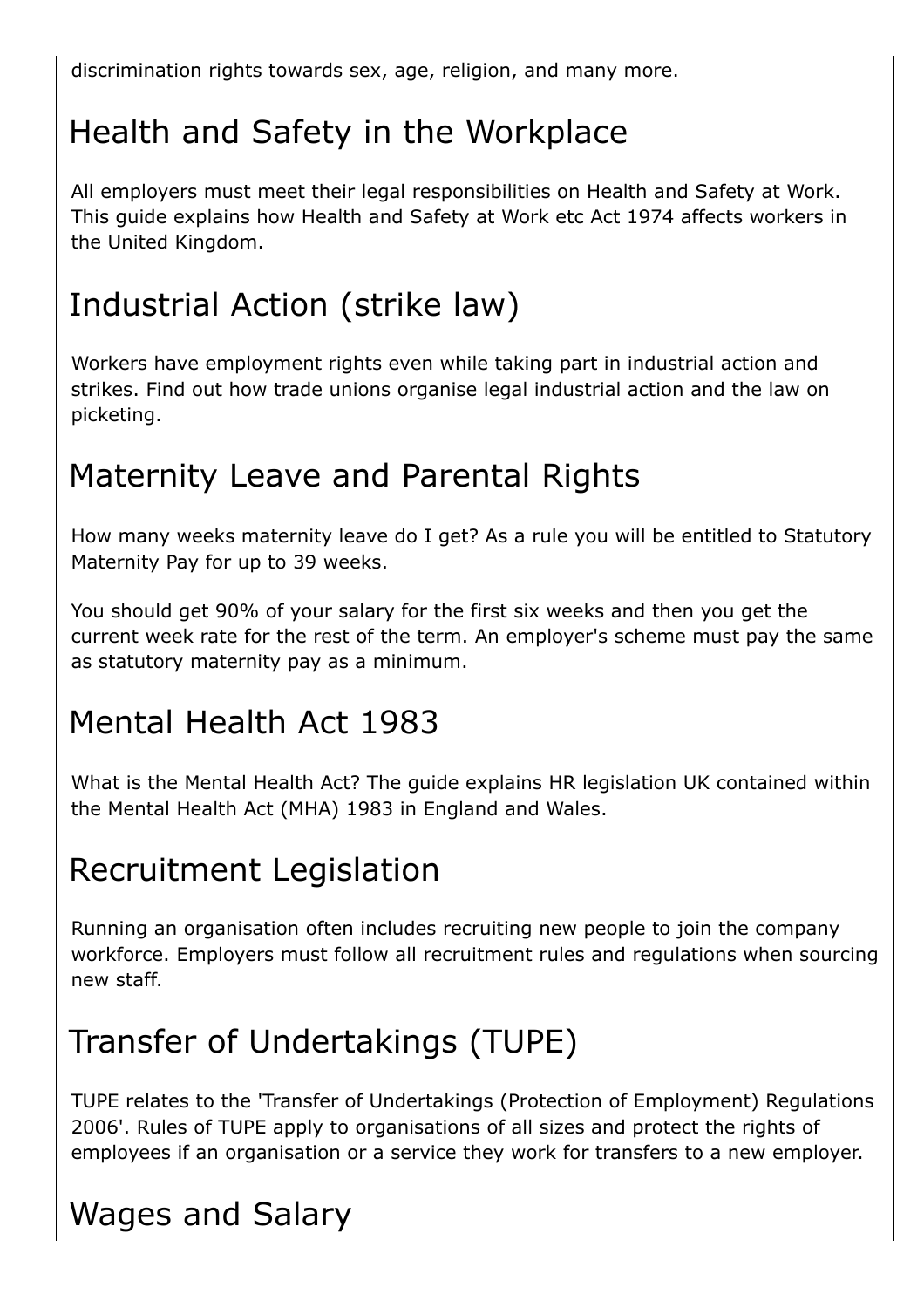discrimination rights towards sex, age, religion, and many more.

## Health and Safety in the Workplace

All employers must meet their legal responsibilities on Health and Safety at Work. This guide explains how Health and Safety at Work etc Act 1974 affects workers in the United Kingdom.

## Industrial Action (strike law)

Workers have employment rights even while taking part in industrial action and strikes. Find out how trade unions organise legal industrial action and the law on picketing.

## Maternity Leave and Parental Rights

How many weeks maternity leave do I get? As a rule you will be entitled to Statutory Maternity Pay for up to 39 weeks.

You should get 90% of your salary for the first six weeks and then you get the current week rate for the rest of the term. An employer's scheme must pay the same as statutory maternity pay as a minimum.

## Mental Health Act 1983

What is the Mental Health Act? The guide explains HR legislation UK contained within the Mental Health Act (MHA) 1983 in England and Wales.

## Recruitment Legislation

Running an organisation often includes recruiting new people to join the company workforce. Employers must follow all recruitment rules and regulations when sourcing new staff.

## Transfer of Undertakings (TUPE)

TUPE relates to the 'Transfer of Undertakings (Protection of Employment) Regulations 2006'. Rules of TUPE apply to organisations of all sizes and protect the rights of employees if an organisation or a service they work for transfers to a new employer.

## Wages and Salary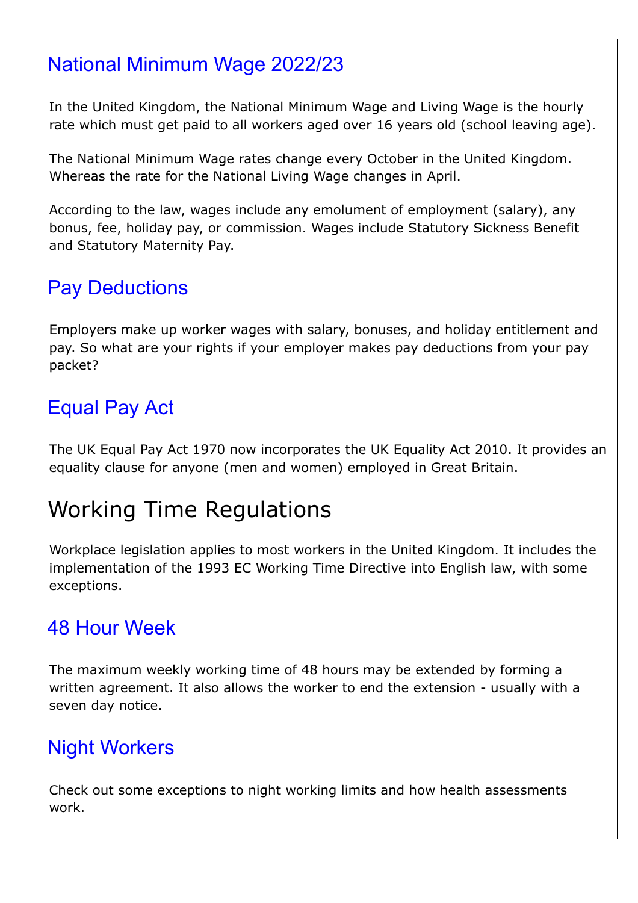## National Minimum Wage 2022/23

In the United Kingdom, the National Minimum Wage and Living Wage is the hourly rate which must get paid to all workers aged over 16 years old (school leaving age).

The National Minimum Wage rates change every October in the United Kingdom. Whereas the rate for the National Living Wage changes in April.

According to the law, wages include any emolument of employment (salary), any bonus, fee, holiday pay, or commission. Wages include Statutory Sickness Benefit and Statutory Maternity Pay.

## Pay Deductions

Employers make up worker wages with salary, bonuses, and holiday entitlement and pay. So what are your rights if your employer makes pay deductions from your pay packet?

## Equal Pay Act

The UK Equal Pay Act 1970 now incorporates the UK Equality Act 2010. It provides an equality clause for anyone (men and women) employed in Great Britain.

# Working Time Regulations

Workplace legislation applies to most workers in the United Kingdom. It includes the implementation of the 1993 EC Working Time Directive into English law, with some exceptions.

## 48 Hour Week

The maximum weekly working time of 48 hours may be extended by forming a written agreement. It also allows the worker to end the extension - usually with a seven day notice.

## Night Workers

Check out some exceptions to night working limits and how health assessments work.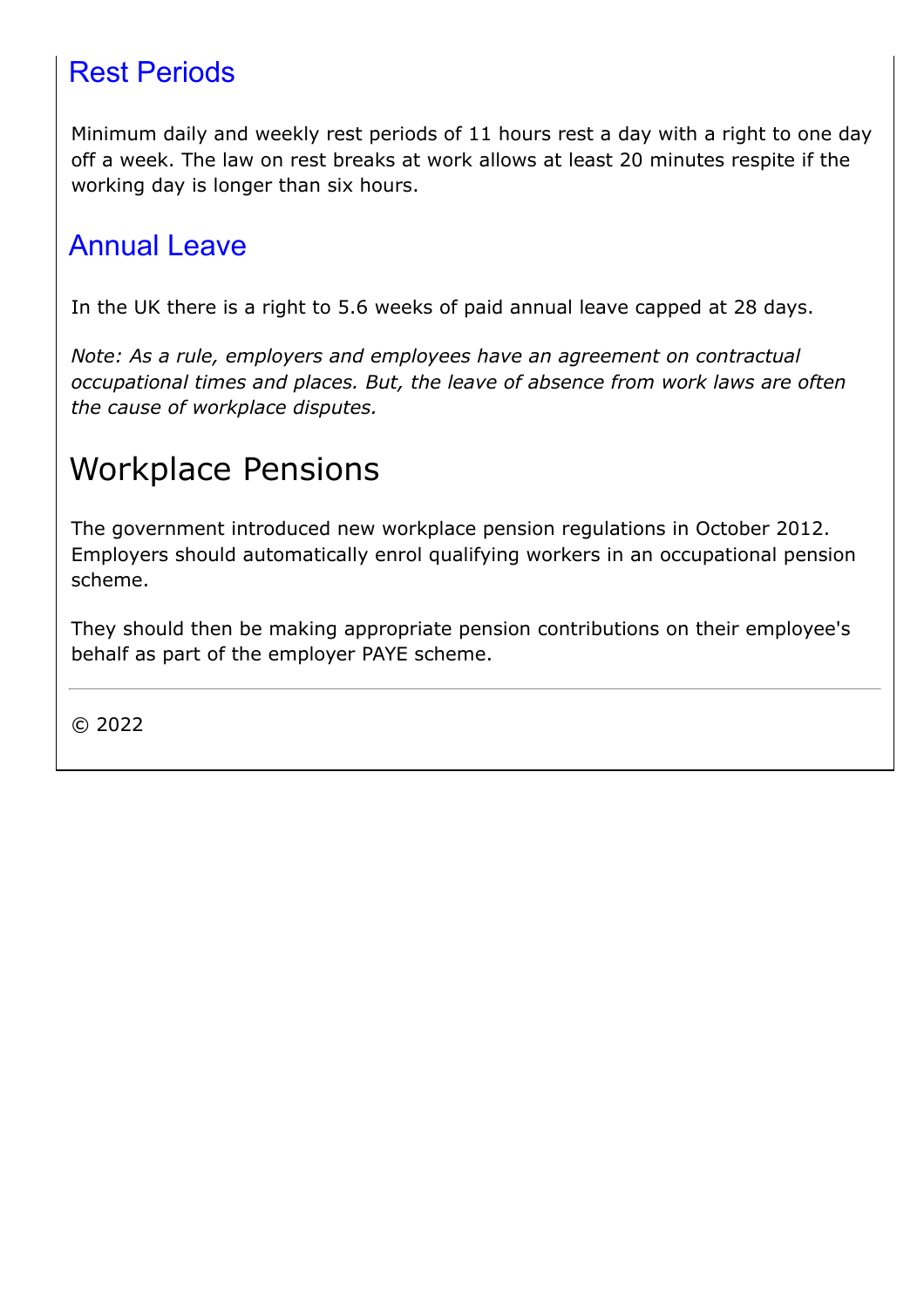### Rest Periods

Minimum daily and weekly rest periods of 11 hours rest a day with a right to one day off a week. The law on rest breaks at work allows at least 20 minutes respite if the working day is longer than six hours.

### Annual Leave

In the UK there is a right to 5.6 weeks of paid annual leave capped at 28 days.

*Note: As a rule, employers and employees have an agreement on contractual occupational times and places. But, the leave of absence from work laws are often the cause of workplace disputes.*

## Workplace Pensions

The government introduced new workplace pension regulations in October 2012. Employers should automatically enrol qualifying workers in an occupational pension scheme.

They should then be making appropriate pension contributions on their employee's behalf as part of the employer PAYE scheme.

---

© 2022